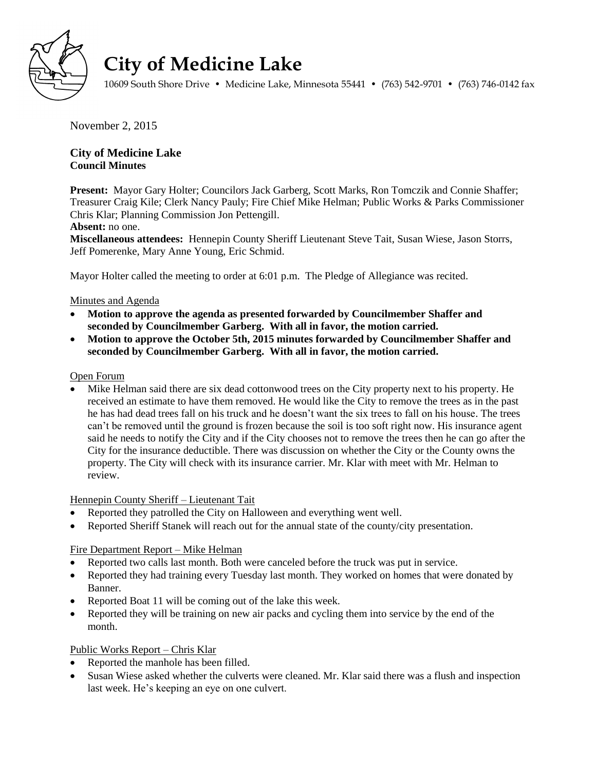# City of Medicine Lake

10609 South Shore Drive • Medicine Lake, Minnesota 55441 • (763) 542-9701 • (763) 746-0142 fax

November 2, 2015

**City of Medicine Lake**
**Council Minutes**

**Present:** Mayor Gary Holter; Councilors Jack Garberg, Scott Marks, Ron Tomczik and Connie Shaffer; Treasurer Craig Kile; Clerk Nancy Pauly; Fire Chief Mike Helman; Public Works & Parks Commissioner Chris Klar; Planning Commission Jon Pettengill.
**Absent:** no one.
**Miscellaneous attendees:** Hennepin County Sheriff Lieutenant Steve Tait, Susan Wiese, Jason Storrs, Jeff Pomerenke, Mary Anne Young, Eric Schmid.

Mayor Holter called the meeting to order at 6:01 p.m. The Pledge of Allegiance was recited.

Minutes and Agenda

- **Motion to approve the agenda as presented forwarded by Councilmember Shaffer and seconded by Councilmember Garberg. With all in favor, the motion carried.**
- **Motion to approve the October 5th, 2015 minutes forwarded by Councilmember Shaffer and seconded by Councilmember Garberg. With all in favor, the motion carried.**

Open Forum

- Mike Helman said there are six dead cottonwood trees on the City property next to his property. He received an estimate to have them removed. He would like the City to remove the trees as in the past he has had dead trees fall on his truck and he doesn't want the six trees to fall on his house. The trees can't be removed until the ground is frozen because the soil is too soft right now. His insurance agent said he needs to notify the City and if the City chooses not to remove the trees then he can go after the City for the insurance deductible. There was discussion on whether the City or the County owns the property. The City will check with its insurance carrier. Mr. Klar with meet with Mr. Helman to review.

Hennepin County Sheriff – Lieutenant Tait

- Reported they patrolled the City on Halloween and everything went well.
- Reported Sheriff Stanek will reach out for the annual state of the county/city presentation.

Fire Department Report – Mike Helman

- Reported two calls last month. Both were canceled before the truck was put in service.
- Reported they had training every Tuesday last month. They worked on homes that were donated by Banner.
- Reported Boat 11 will be coming out of the lake this week.
- Reported they will be training on new air packs and cycling them into service by the end of the month.

Public Works Report – Chris Klar

- Reported the manhole has been filled.
- Susan Wiese asked whether the culverts were cleaned. Mr. Klar said there was a flush and inspection last week. He's keeping an eye on one culvert.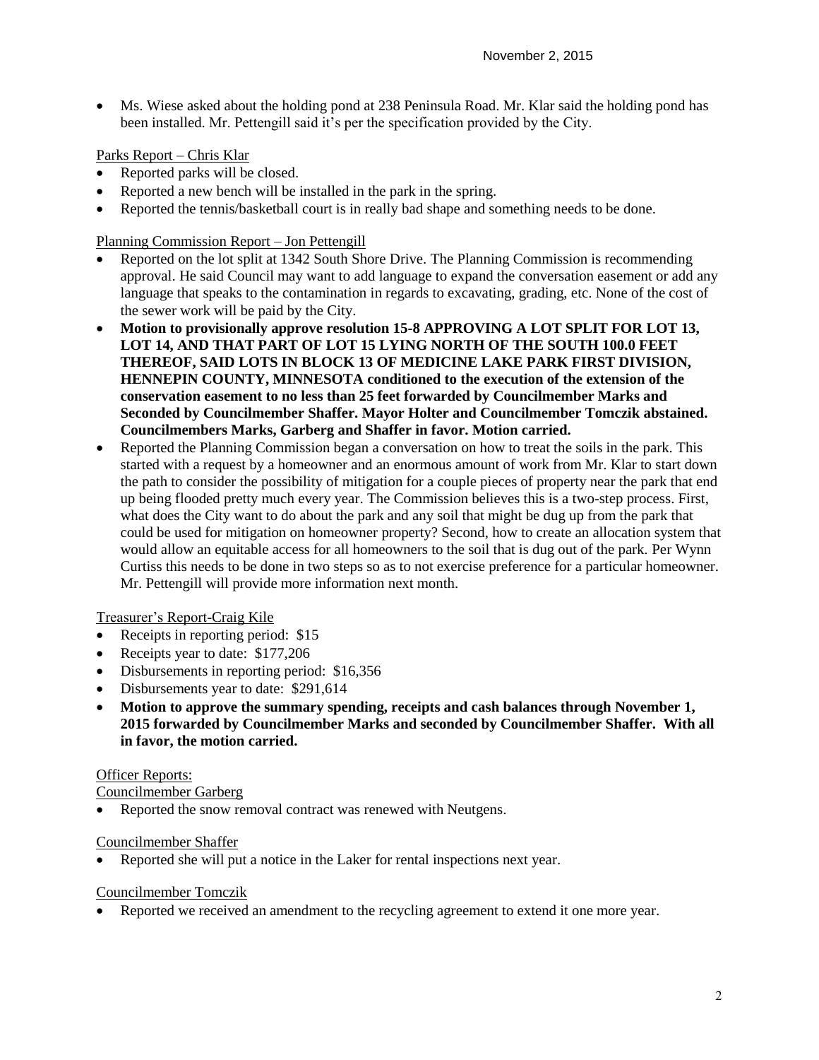- Ms. Wiese asked about the holding pond at 238 Peninsula Road. Mr. Klar said the holding pond has been installed. Mr. Pettengill said it's per the specification provided by the City.

Parks Report – Chris Klar

- Reported parks will be closed.
- Reported a new bench will be installed in the park in the spring.
- Reported the tennis/basketball court is in really bad shape and something needs to be done.

Planning Commission Report – Jon Pettengill

- Reported on the lot split at 1342 South Shore Drive. The Planning Commission is recommending approval. He said Council may want to add language to expand the conversation easement or add any language that speaks to the contamination in regards to excavating, grading, etc. None of the cost of the sewer work will be paid by the City.
- **Motion to provisionally approve resolution 15-8 APPROVING A LOT SPLIT FOR LOT 13, LOT 14, AND THAT PART OF LOT 15 LYING NORTH OF THE SOUTH 100.0 FEET THEREOF, SAID LOTS IN BLOCK 13 OF MEDICINE LAKE PARK FIRST DIVISION, HENNEPIN COUNTY, MINNESOTA conditioned to the execution of the extension of the conservation easement to no less than 25 feet forwarded by Councilmember Marks and Seconded by Councilmember Shaffer. Mayor Holter and Councilmember Tomczik abstained. Councilmembers Marks, Garberg and Shaffer in favor. Motion carried.**
- Reported the Planning Commission began a conversation on how to treat the soils in the park. This started with a request by a homeowner and an enormous amount of work from Mr. Klar to start down the path to consider the possibility of mitigation for a couple pieces of property near the park that end up being flooded pretty much every year. The Commission believes this is a two-step process. First, what does the City want to do about the park and any soil that might be dug up from the park that could be used for mitigation on homeowner property? Second, how to create an allocation system that would allow an equitable access for all homeowners to the soil that is dug out of the park. Per Wynn Curtiss this needs to be done in two steps so as to not exercise preference for a particular homeowner. Mr. Pettengill will provide more information next month.

Treasurer's Report-Craig Kile

- Receipts in reporting period: $15
- Receipts year to date: $177,206
- Disbursements in reporting period: $16,356
- Disbursements year to date: $291,614
- **Motion to approve the summary spending, receipts and cash balances through November 1, 2015 forwarded by Councilmember Marks and seconded by Councilmember Shaffer. With all in favor, the motion carried.**

Officer Reports:

Councilmember Garberg

- Reported the snow removal contract was renewed with Neutgens.

Councilmember Shaffer

- Reported she will put a notice in the Laker for rental inspections next year.

Councilmember Tomczik

- Reported we received an amendment to the recycling agreement to extend it one more year.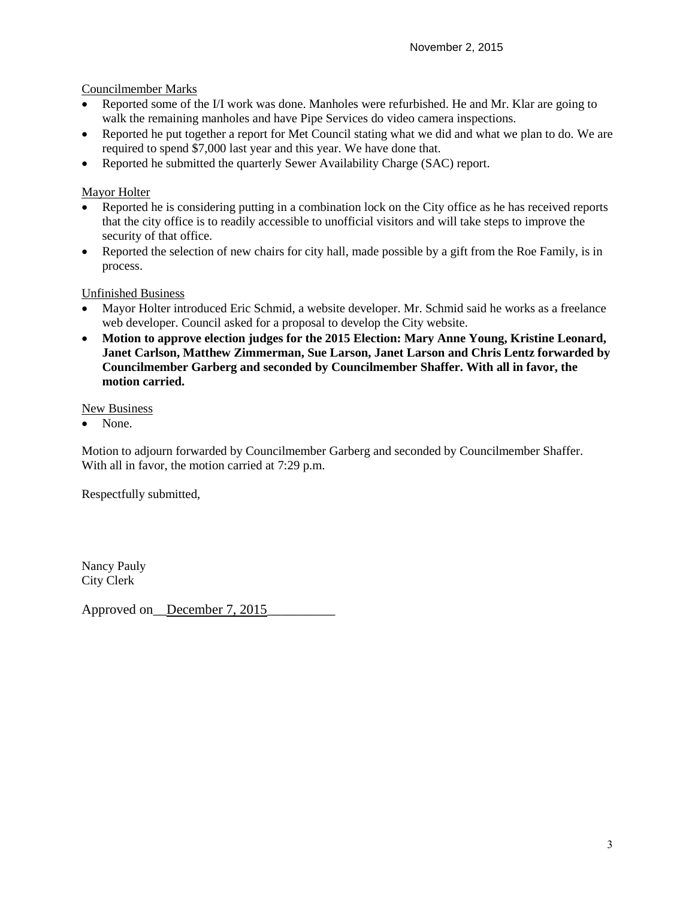Councilmember Marks

- Reported some of the I/I work was done. Manholes were refurbished. He and Mr. Klar are going to walk the remaining manholes and have Pipe Services do video camera inspections.
- Reported he put together a report for Met Council stating what we did and what we plan to do. We are required to spend $7,000 last year and this year. We have done that.
- Reported he submitted the quarterly Sewer Availability Charge (SAC) report.

Mayor Holter

- Reported he is considering putting in a combination lock on the City office as he has received reports that the city office is to readily accessible to unofficial visitors and will take steps to improve the security of that office.
- Reported the selection of new chairs for city hall, made possible by a gift from the Roe Family, is in process.

Unfinished Business

- Mayor Holter introduced Eric Schmid, a website developer. Mr. Schmid said he works as a freelance web developer. Council asked for a proposal to develop the City website.
- **Motion to approve election judges for the 2015 Election: Mary Anne Young, Kristine Leonard, Janet Carlson, Matthew Zimmerman, Sue Larson, Janet Larson and Chris Lentz forwarded by Councilmember Garberg and seconded by Councilmember Shaffer. With all in favor, the motion carried.**

New Business

- None.

Motion to adjourn forwarded by Councilmember Garberg and seconded by Councilmember Shaffer. With all in favor, the motion carried at 7:29 p.m.

Respectfully submitted,

Nancy Pauly
City Clerk

Approved on__December 7, 2015__________